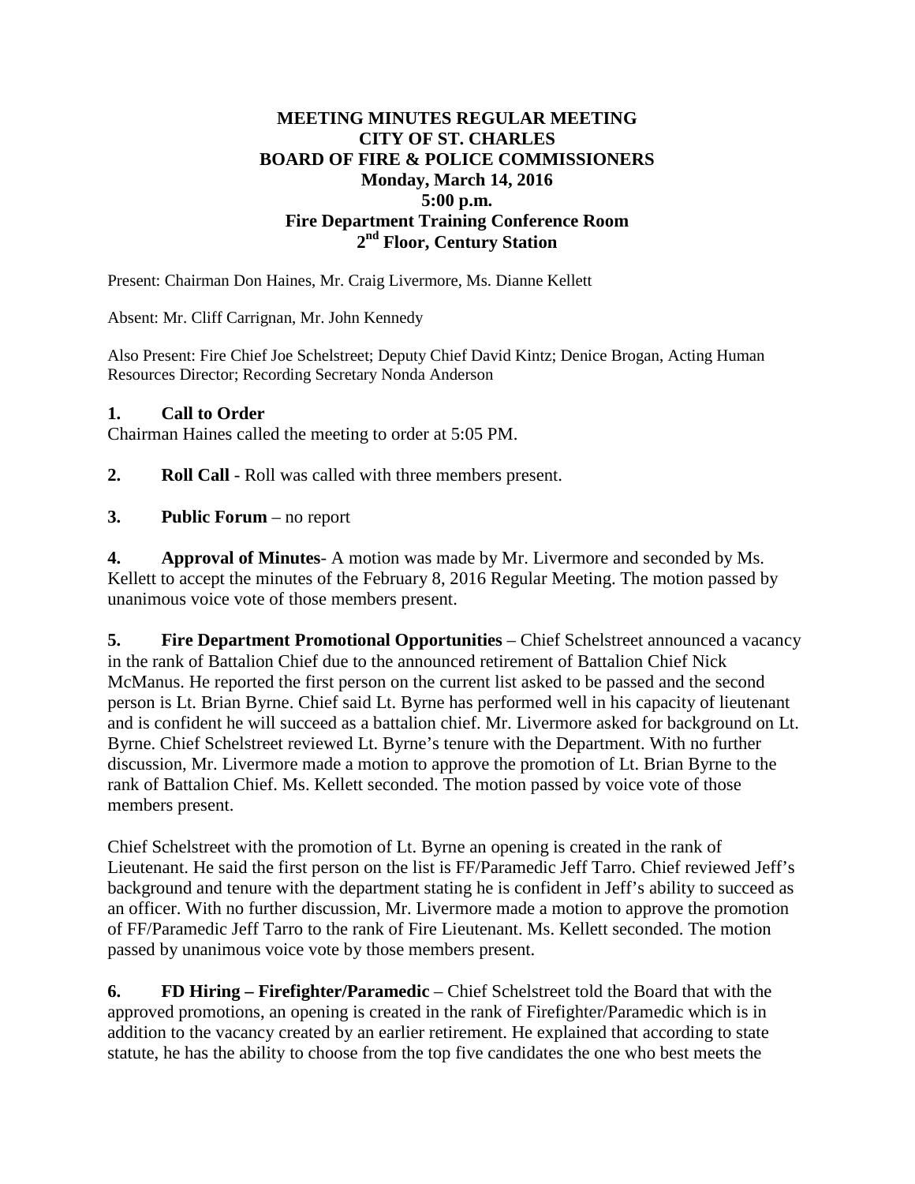**MEETING MINUTES REGULAR MEETING**
**CITY OF ST. CHARLES**
**BOARD OF FIRE & POLICE COMMISSIONERS**
**Monday, March 14, 2016**
**5:00 p.m.**
**Fire Department Training Conference Room**
**2nd Floor, Century Station**

Present: Chairman Don Haines, Mr. Craig Livermore, Ms. Dianne Kellett

Absent: Mr. Cliff Carrignan, Mr. John Kennedy

Also Present: Fire Chief Joe Schelstreet; Deputy Chief David Kintz; Denice Brogan, Acting Human Resources Director; Recording Secretary Nonda Anderson

**1. Call to Order**

Chairman Haines called the meeting to order at 5:05 PM.

**2. Roll Call** - Roll was called with three members present.

**3. Public Forum** – no report

**4. Approval of Minutes**- A motion was made by Mr. Livermore and seconded by Ms. Kellett to accept the minutes of the February 8, 2016 Regular Meeting. The motion passed by unanimous voice vote of those members present.

**5. Fire Department Promotional Opportunities** – Chief Schelstreet announced a vacancy in the rank of Battalion Chief due to the announced retirement of Battalion Chief Nick McManus. He reported the first person on the current list asked to be passed and the second person is Lt. Brian Byrne. Chief said Lt. Byrne has performed well in his capacity of lieutenant and is confident he will succeed as a battalion chief. Mr. Livermore asked for background on Lt. Byrne. Chief Schelstreet reviewed Lt. Byrne's tenure with the Department. With no further discussion, Mr. Livermore made a motion to approve the promotion of Lt. Brian Byrne to the rank of Battalion Chief. Ms. Kellett seconded. The motion passed by voice vote of those members present.

Chief Schelstreet with the promotion of Lt. Byrne an opening is created in the rank of Lieutenant. He said the first person on the list is FF/Paramedic Jeff Tarro. Chief reviewed Jeff's background and tenure with the department stating he is confident in Jeff's ability to succeed as an officer. With no further discussion, Mr. Livermore made a motion to approve the promotion of FF/Paramedic Jeff Tarro to the rank of Fire Lieutenant. Ms. Kellett seconded. The motion passed by unanimous voice vote by those members present.

**6. FD Hiring – Firefighter/Paramedic** – Chief Schelstreet told the Board that with the approved promotions, an opening is created in the rank of Firefighter/Paramedic which is in addition to the vacancy created by an earlier retirement. He explained that according to state statute, he has the ability to choose from the top five candidates the one who best meets the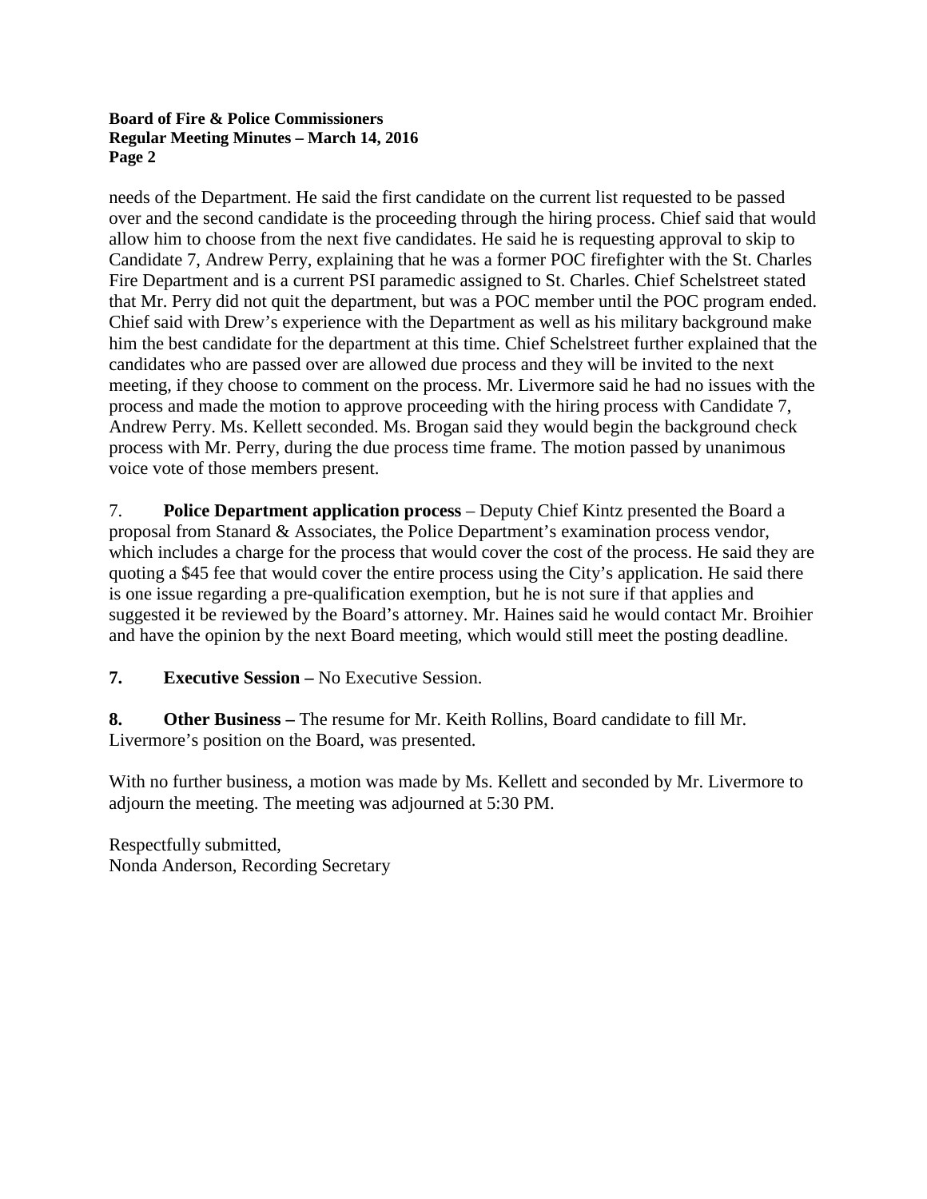needs of the Department. He said the first candidate on the current list requested to be passed over and the second candidate is the proceeding through the hiring process. Chief said that would allow him to choose from the next five candidates. He said he is requesting approval to skip to Candidate 7, Andrew Perry, explaining that he was a former POC firefighter with the St. Charles Fire Department and is a current PSI paramedic assigned to St. Charles. Chief Schelstreet stated that Mr. Perry did not quit the department, but was a POC member until the POC program ended. Chief said with Drew's experience with the Department as well as his military background make him the best candidate for the department at this time. Chief Schelstreet further explained that the candidates who are passed over are allowed due process and they will be invited to the next meeting, if they choose to comment on the process. Mr. Livermore said he had no issues with the process and made the motion to approve proceeding with the hiring process with Candidate 7, Andrew Perry. Ms. Kellett seconded. Ms. Brogan said they would begin the background check process with Mr. Perry, during the due process time frame. The motion passed by unanimous voice vote of those members present.

7. **Police Department application process** – Deputy Chief Kintz presented the Board a proposal from Stanard & Associates, the Police Department's examination process vendor, which includes a charge for the process that would cover the cost of the process. He said they are quoting a $45 fee that would cover the entire process using the City's application. He said there is one issue regarding a pre-qualification exemption, but he is not sure if that applies and suggested it be reviewed by the Board's attorney. Mr. Haines said he would contact Mr. Broihier and have the opinion by the next Board meeting, which would still meet the posting deadline.

**7. Executive Session –** No Executive Session.

**8. Other Business –** The resume for Mr. Keith Rollins, Board candidate to fill Mr. Livermore's position on the Board, was presented.

With no further business, a motion was made by Ms. Kellett and seconded by Mr. Livermore to adjourn the meeting. The meeting was adjourned at 5:30 PM.

Respectfully submitted,
Nonda Anderson, Recording Secretary